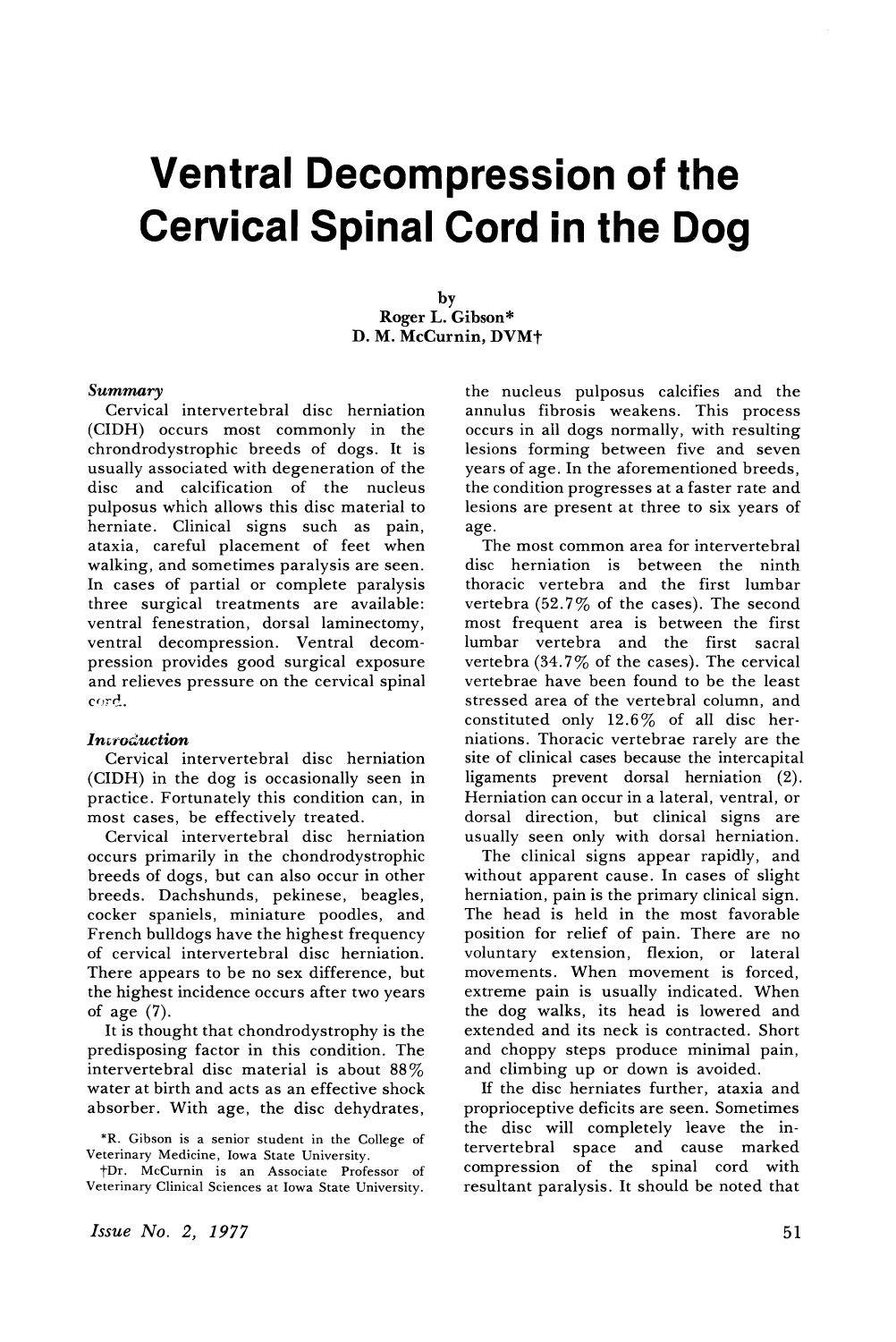# Ventral Decompression of the Cervical Spinal Cord in the Dog

by
Roger L. Gibson*
D. M. McCurnin, DVM†

*Summary*

Cervical intervertebral disc herniation (CIDH) occurs most commonly in the chrondrodystrophic breeds of dogs. It is usually associated with degeneration of the disc and calcification of the nucleus pulposus which allows this disc material to herniate. Clinical signs such as pain, ataxia, careful placement of feet when walking, and sometimes paralysis are seen. In cases of partial or complete paralysis three surgical treatments are available: ventral fenestration, dorsal laminectomy, ventral decompression. Ventral decompression provides good surgical exposure and relieves pressure on the cervical spinal cord.

*Introduction*

Cervical intervertebral disc herniation (CIDH) in the dog is occasionally seen in practice. Fortunately this condition can, in most cases, be effectively treated.

Cervical intervertebral disc herniation occurs primarily in the chondrodystrophic breeds of dogs, but can also occur in other breeds. Dachshunds, pekinese, beagles, cocker spaniels, miniature poodles, and French bulldogs have the highest frequency of cervical intervertebral disc herniation. There appears to be no sex difference, but the highest incidence occurs after two years of age (7).

It is thought that chondrodystrophy is the predisposing factor in this condition. The intervertebral disc material is about 88% water at birth and acts as an effective shock absorber. With age, the disc dehydrates, the nucleus pulposus calcifies and the annulus fibrosis weakens. This process occurs in all dogs normally, with resulting lesions forming between five and seven years of age. In the aforementioned breeds, the condition progresses at a faster rate and lesions are present at three to six years of age.

The most common area for intervertebral disc herniation is between the ninth thoracic vertebra and the first lumbar vertebra (52.7% of the cases). The second most frequent area is between the first lumbar vertebra and the first sacral vertebra (34.7% of the cases). The cervical vertebrae have been found to be the least stressed area of the vertebral column, and constituted only 12.6% of all disc herniations. Thoracic vertebrae rarely are the site of clinical cases because the intercapital ligaments prevent dorsal herniation (2). Herniation can occur in a lateral, ventral, or dorsal direction, but clinical signs are usually seen only with dorsal herniation.

The clinical signs appear rapidly, and without apparent cause. In cases of slight herniation, pain is the primary clinical sign. The head is held in the most favorable position for relief of pain. There are no voluntary extension, flexion, or lateral movements. When movement is forced, extreme pain is usually indicated. When the dog walks, its head is lowered and extended and its neck is contracted. Short and choppy steps produce minimal pain, and climbing up or down is avoided.

If the disc herniates further, ataxia and proprioceptive deficits are seen. Sometimes the disc will completely leave the intervertebral space and cause marked compression of the spinal cord with resultant paralysis. It should be noted that

*R. Gibson is a senior student in the College of Veterinary Medicine, Iowa State University.

†Dr. McCurnin is an Associate Professor of Veterinary Clinical Sciences at Iowa State University.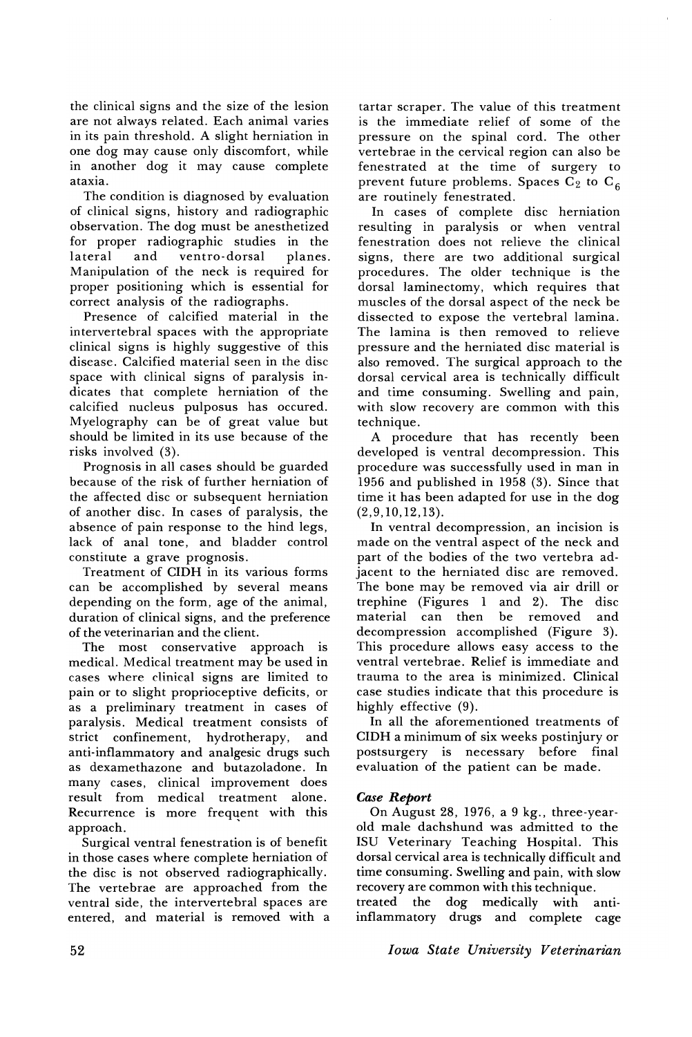the clinical signs and the size of the lesion are not always related. Each animal varies in its pain threshold. A slight herniation in one dog may cause only discomfort, while in another dog it may cause complete ataxia.

The condition is diagnosed by evaluation of clinical signs, history and radiographic observation. The dog must be anesthetized for proper radiographic studies in the lateral and ventro-dorsal planes. Manipulation of the neck is required for proper positioning which is essential for correct analysis of the radiographs.

Presence of calcified material in the intervertebral spaces with the appropriate clinical signs is highly suggestive of this disease. Calcified material seen in the disc space with clinical signs of paralysis indicates that complete herniation of the calcified nucleus pulposus has occured. Myelography can be of great value but should be limited in its use because of the risks involved (3).

Prognosis in all cases should be guarded because of the risk of further herniation of the affected disc or subsequent herniation of another disc. In cases of paralysis, the absence of pain response to the hind legs, lack of anal tone, and bladder control constitute a grave prognosis.

Treatment of CIDH in its various forms can be accomplished by several means depending on the form, age of the animal, duration of clinical signs, and the preference of the veterinarian and the client.

The most conservative approach is medical. Medical treatment may be used in cases where clinical signs are limited to pain or to slight proprioceptive deficits, or as a preliminary treatment in cases of paralysis. Medical treatment consists of strict confinement, hydrotherapy, and anti-inflammatory and analgesic drugs such as dexamethazone and butazoladone. In many cases, clinical improvement does result from medical treatment alone. Recurrence is more frequent with this approach.

Surgical ventral fenestration is of benefit in those cases where complete herniation of the disc is not observed radiographically. The vertebrae are approached from the ventral side, the intervertebral spaces are entered, and material is removed with a tartar scraper. The value of this treatment is the immediate relief of some of the pressure on the spinal cord. The other vertebrae in the cervical region can also be fenestrated at the time of surgery to prevent future problems. Spaces $C_2$ to $C_6$ are routinely fenestrated.

In cases of complete disc herniation resulting in paralysis or when ventral fenestration does not relieve the clinical signs, there are two additional surgical procedures. The older technique is the dorsal laminectomy, which requires that muscles of the dorsal aspect of the neck be dissected to expose the vertebral lamina. The lamina is then removed to relieve pressure and the herniated disc material is also removed. The surgical approach to the dorsal cervical area is technically difficult and time consuming. Swelling and pain, with slow recovery are common with this technique.

A procedure that has recently been developed is ventral decompression. This procedure was successfully used in man in 1956 and published in 1958 (3). Since that time it has been adapted for use in the dog (2,9,10,12,13).

In ventral decompression, an incision is made on the ventral aspect of the neck and part of the bodies of the two vertebra adjacent to the herniated disc are removed. The bone may be removed via air drill or trephine (Figures 1 and 2). The disc material can then be removed and decompression accomplished (Figure 3). This procedure allows easy access to the ventral vertebrae. Relief is immediate and trauma to the area is minimized. Clinical case studies indicate that this procedure is highly effective (9).

In all the aforementioned treatments of CIDH a minimum of six weeks postinjury or postsurgery is necessary before final evaluation of the patient can be made.

### *Case Report*

On August 28, 1976, a 9 kg., three-year-old male dachshund was admitted to the ISU Veterinary Teaching Hospital. This dorsal cervical area is technically difficult and time consuming. Swelling and pain, with slow recovery are common with this technique.
treated the dog medically with anti-inflammatory drugs and complete cage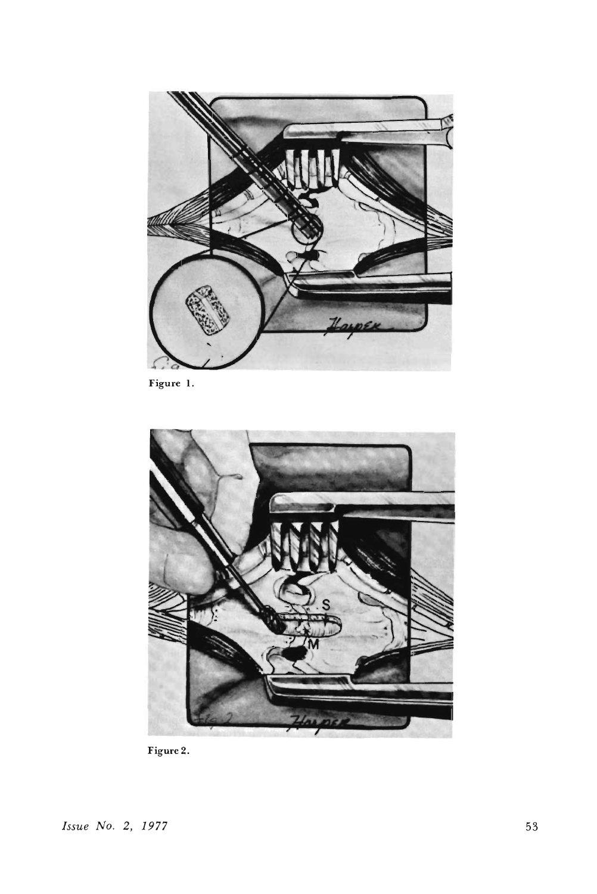Figure 1.

Figure 2.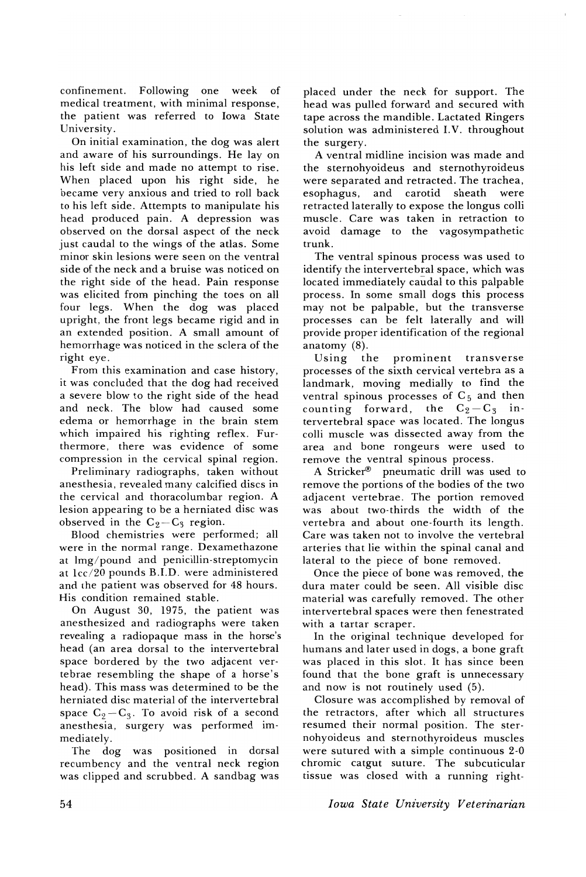confinement. Following one week of medical treatment, with minimal response, the patient was referred to Iowa State University.

On initial examination, the dog was alert and aware of his surroundings. He lay on his left side and made no attempt to rise. When placed upon his right side, he became very anxious and tried to roll back to his left side. Attempts to manipulate his head produced pain. A depression was observed on the dorsal aspect of the neck just caudal to the wings of the atlas. Some minor skin lesions were seen on the ventral side of the neck and a bruise was noticed on the right side of the head. Pain response was elicited from pinching the toes on all four legs. When the dog was placed upright, the front legs became rigid and in an extended position. A small amount of hemorrhage was noticed in the sclera of the right eye.

From this examination and case history, it was concluded that the dog had received a severe blow to the right side of the head and neck. The blow had caused some edema or hemorrhage in the brain stem which impaired his righting reflex. Furthermore, there was evidence of some compression in the cervical spinal region.

Preliminary radiographs, taken without anesthesia, revealed many calcified discs in the cervical and thoracolumbar region. A lesion appearing to be a herniated disc was observed in the $C_2-C_3$ region.

Blood chemistries were performed; all were in the normal range. Dexamethazone at 1mg/pound and penicillin-streptomycin at 1cc/20 pounds B.I.D. were administered and the patient was observed for 48 hours. His condition remained stable.

On August 30, 1975, the patient was anesthesized and radiographs were taken revealing a radiopaque mass in the horse's head (an area dorsal to the intervertebral space bordered by the two adjacent vertebrae resembling the shape of a horse's head). This mass was determined to be the herniated disc material of the intervertebral space $C_2-C_3$. To avoid risk of a second anesthesia, surgery was performed immediately.

The dog was positioned in dorsal recumbency and the ventral neck region was clipped and scrubbed. A sandbag was placed under the neck for support. The head was pulled forward and secured with tape across the mandible. Lactated Ringers solution was administered I.V. throughout the surgery.

A ventral midline incision was made and the sternohyoideus and sternothyroideus were separated and retracted. The trachea, esophagus, and carotid sheath were retracted laterally to expose the longus colli muscle. Care was taken in retraction to avoid damage to the vagosympathetic trunk.

The ventral spinous process was used to identify the intervertebral space, which was located immediately caudal to this palpable process. In some small dogs this process may not be palpable, but the transverse processes can be felt laterally and will provide proper identification of the regional anatomy (8).

Using the prominent transverse processes of the sixth cervical vertebra as a landmark, moving medially to find the ventral spinous processes of $C_5$ and then counting forward, the $C_2-C_3$ intervertebral space was located. The longus colli muscle was dissected away from the area and bone rongeurs were used to remove the ventral spinous process.

A Stricker® pneumatic drill was used to remove the portions of the bodies of the two adjacent vertebrae. The portion removed was about two-thirds the width of the vertebra and about one-fourth its length. Care was taken not to involve the vertebral arteries that lie within the spinal canal and lateral to the piece of bone removed.

Once the piece of bone was removed, the dura mater could be seen. All visible disc material was carefully removed. The other intervertebral spaces were then fenestrated with a tartar scraper.

In the original technique developed for humans and later used in dogs, a bone graft was placed in this slot. It has since been found that the bone graft is unnecessary and now is not routinely used (5).

Closure was accomplished by removal of the retractors, after which all structures resumed their normal position. The sternohyoideus and sternothyroideus muscles were sutured with a simple continuous 2-0 chromic catgut suture. The subcuticular tissue was closed with a running right-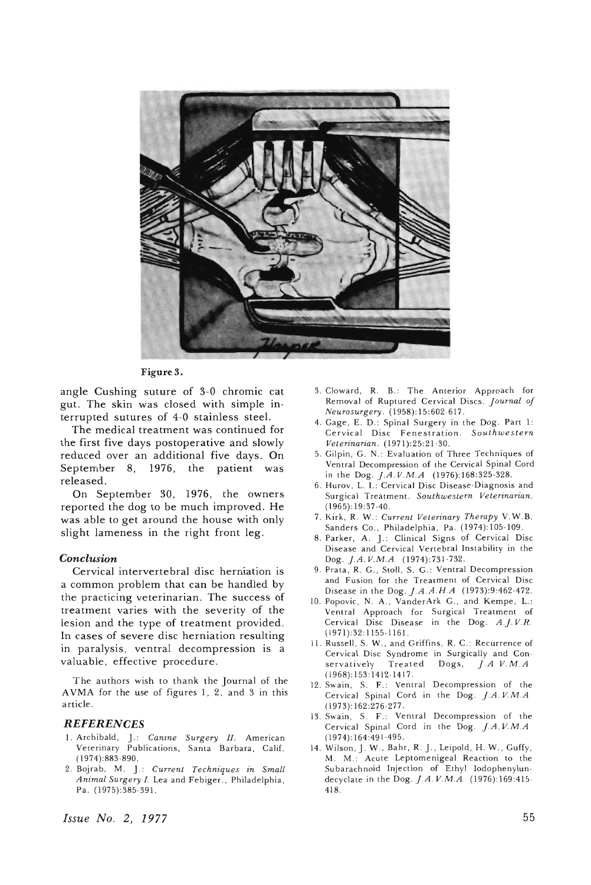Figure 3.

angle Cushing suture of 3-0 chromic cat gut. The skin was closed with simple interrupted sutures of 4-0 stainless steel.

The medical treatment was continued for the first five days postoperative and slowly reduced over an additional five days. On September 8, 1976, the patient was released.

On September 30, 1976, the owners reported the dog to be much improved. He was able to get around the house with only slight lameness in the right front leg.

### *Conclusion*

Cervical intervertebral disc herniation is a common problem that can be handled by the practicing veterinarian. The success of treatment varies with the severity of the lesion and the type of treatment provided. In cases of severe disc herniation resulting in paralysis, ventral decompression is a valuable, effective procedure.

The authors wish to thank the Journal of the AVMA for the use of figures 1, 2, and 3 in this article.

### *REFERENCES*

1. Archibald, J.: *Canine Surgery II.* American Veterinary Publications, Santa Barbara, Calif. (1974):883-890.
2. Bojrab, M. J.: *Current Techniques in Small Animal Surgery I.* Lea and Febiger., Philadelphia, Pa. (1975):385-391.
3. Cloward, R. B.: The Anterior Approach for Removal of Ruptured Cervical Discs. *Journal of Neurosurgery.* (1958):15:602-617.
4. Gage, E. D.: Spinal Surgery in the Dog. Part 1: Cervical Disc Fenestration. *Southwestern Veterinarian.* (1971):25:21-30.
5. Gilpin, G. N.: Evaluation of Three Techniques of Ventral Decompression of the Cervical Spinal Cord in the Dog. *J.A.V.M.A* (1976):168:325-328.
6. Hurov, L. I.: Cervical Disc Disease-Diagnosis and Surgical Treatment. *Southwestern Veterinarian.* (1965):19:37-40.
7. Kirk, R. W.: *Current Veterinary Therapy* V.W.B. Sanders Co., Philadelphia, Pa. (1974):105-109.
8. Parker, A. J.: Clinical Signs of Cervical Disc Disease and Cervical Vertebral Instability in the Dog. *J.A.V.M.A* (1974):731-732.
9. Prata, R. G., Stoll, S. G.: Ventral Decompression and Fusion for the Treatment of Cervical Disc Disease in the Dog. *J.A.A.H.A* (1973):9:462-472.
10. Popovic, N. A., VanderArk G., and Kempe, L.: Ventral Approach for Surgical Treatment of Cervical Disc Disease in the Dog. *A.J.V.R.* (1971):32:1155-1161.
11. Russell, S. W., and Griffins, R. C.: Recurrence of Cervical Disc Syndrome in Surgically and Conservatively Treated Dogs, *J.A V.M.A* (1968):153:1412-1417.
12. Swain, S. F.: Ventral Decompression of the Cervical Spinal Cord in the Dog. *J.A.V.M.A* (1973):162:276-277.
13. Swain, S. F.: Ventral Decompression of the Cervical Spinal Cord in the Dog. *J.A.V.M.A* (1974):164:491-495.
14. Wilson, J. W., Bahr, R. J., Leipold, H. W., Guffy, M. M.: Acute Leptomenigeal Reaction to the Subarachnoid Injection of Ethyl Iodophenylundecyclate in the Dog. *J.A.V.M.A* (1976):169:415-418.